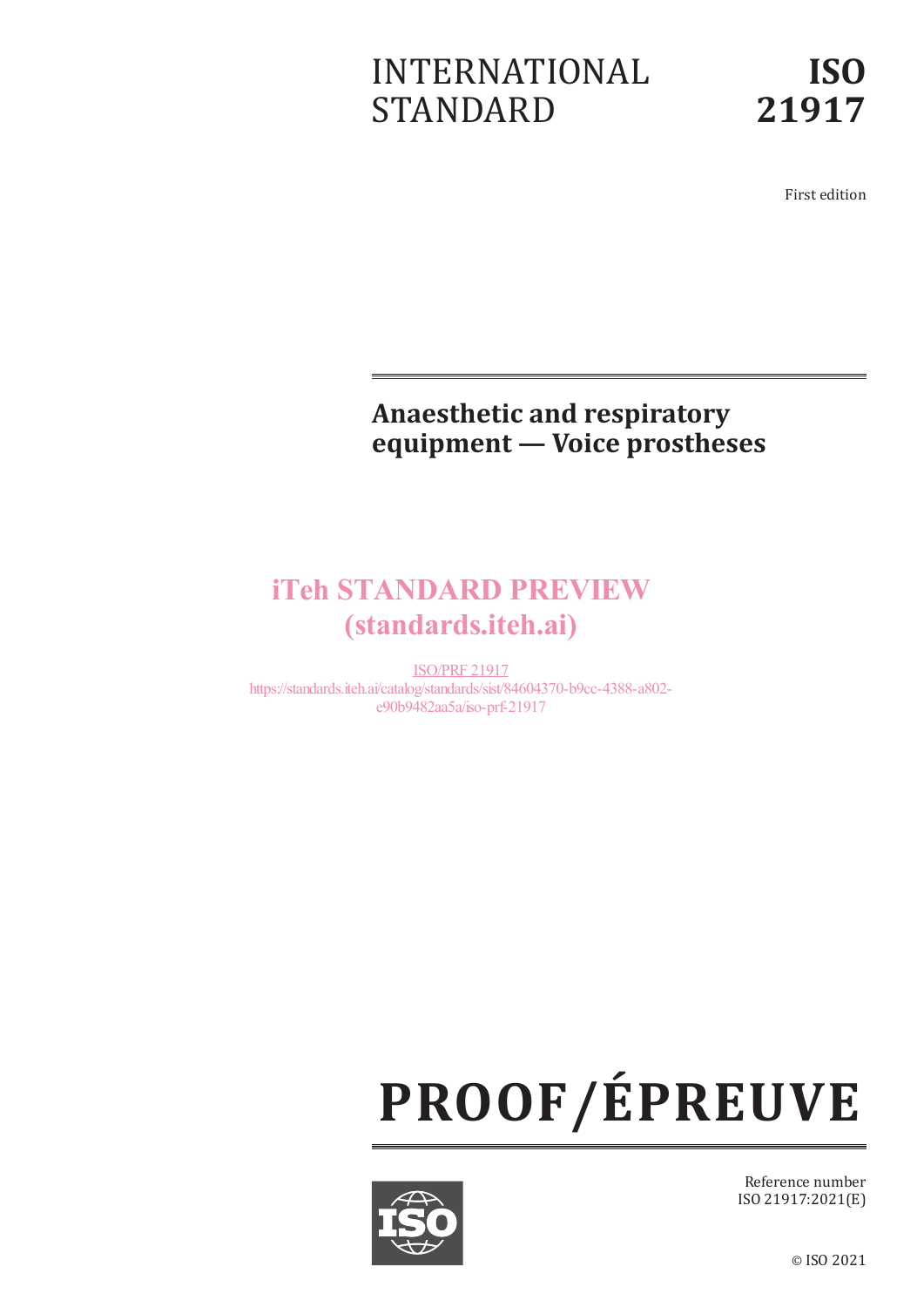# INTERNATIONAL STANDARD

# ISO 21917

First edition

## Anaesthetic and respiratory equipment — Voice prostheses

iTeh STANDARD PREVIEW
(standards.iteh.ai)

ISO/PRF 21917
https://standards.iteh.ai/catalog/standards/sist/84604370-b9cc-4388-a802-e90b9482aa5a/iso-prf-21917

**PROOF/ÉPREUVE**

Reference number
ISO 21917:2021(E)

© ISO 2021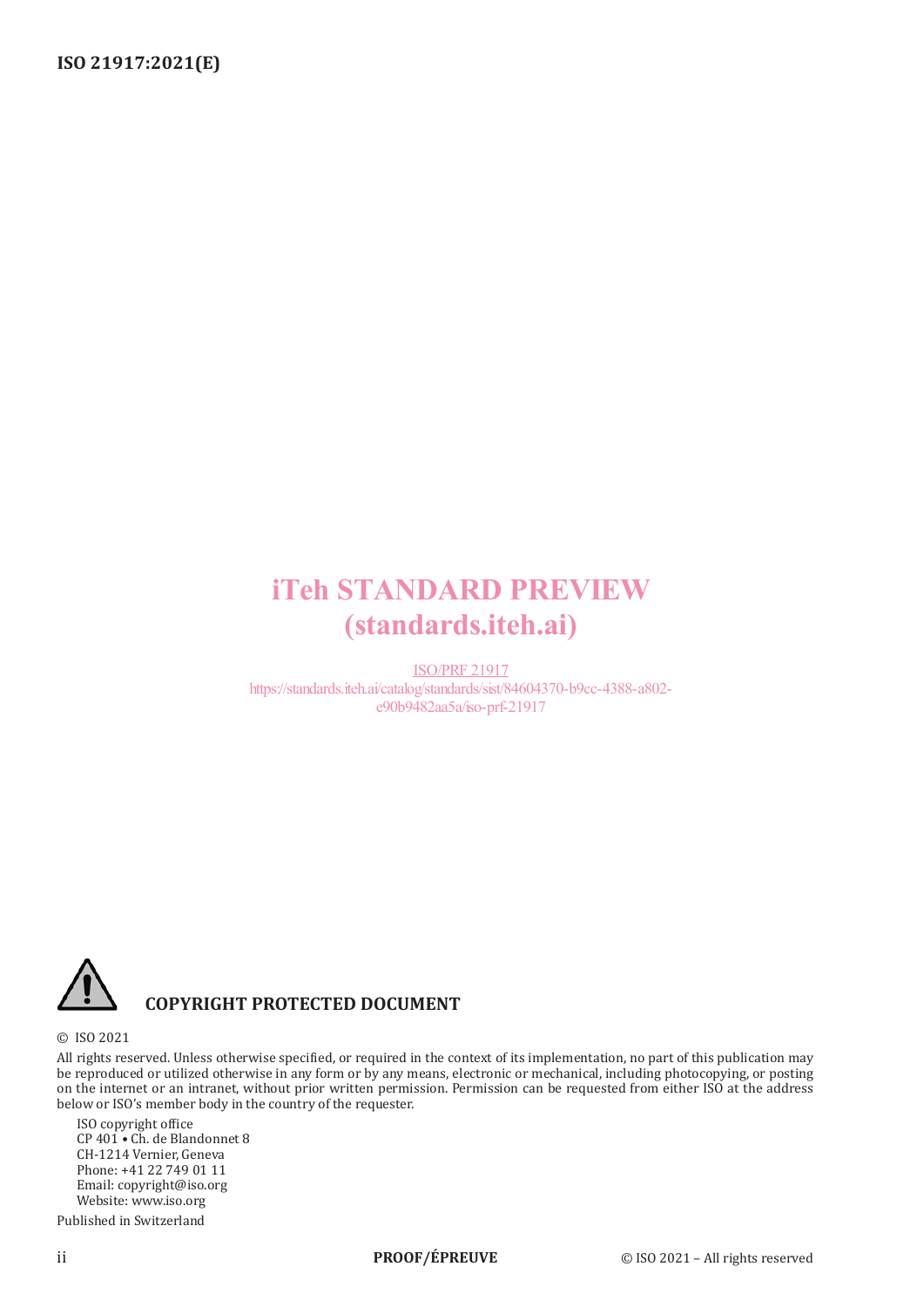iTeh STANDARD PREVIEW
(standards.iteh.ai)

ISO/PRF 21917
https://standards.iteh.ai/catalog/standards/sist/84604370-b9cc-4388-a802-e90b9482aa5a/iso-prf-21917

**COPYRIGHT PROTECTED DOCUMENT**

© ISO 2021

All rights reserved. Unless otherwise specified, or required in the context of its implementation, no part of this publication may be reproduced or utilized otherwise in any form or by any means, electronic or mechanical, including photocopying, or posting on the internet or an intranet, without prior written permission. Permission can be requested from either ISO at the address below or ISO's member body in the country of the requester.

ISO copyright office
CP 401 • Ch. de Blandonnet 8
CH-1214 Vernier, Geneva
Phone: +41 22 749 01 11
Email: copyright@iso.org
Website: www.iso.org

Published in Switzerland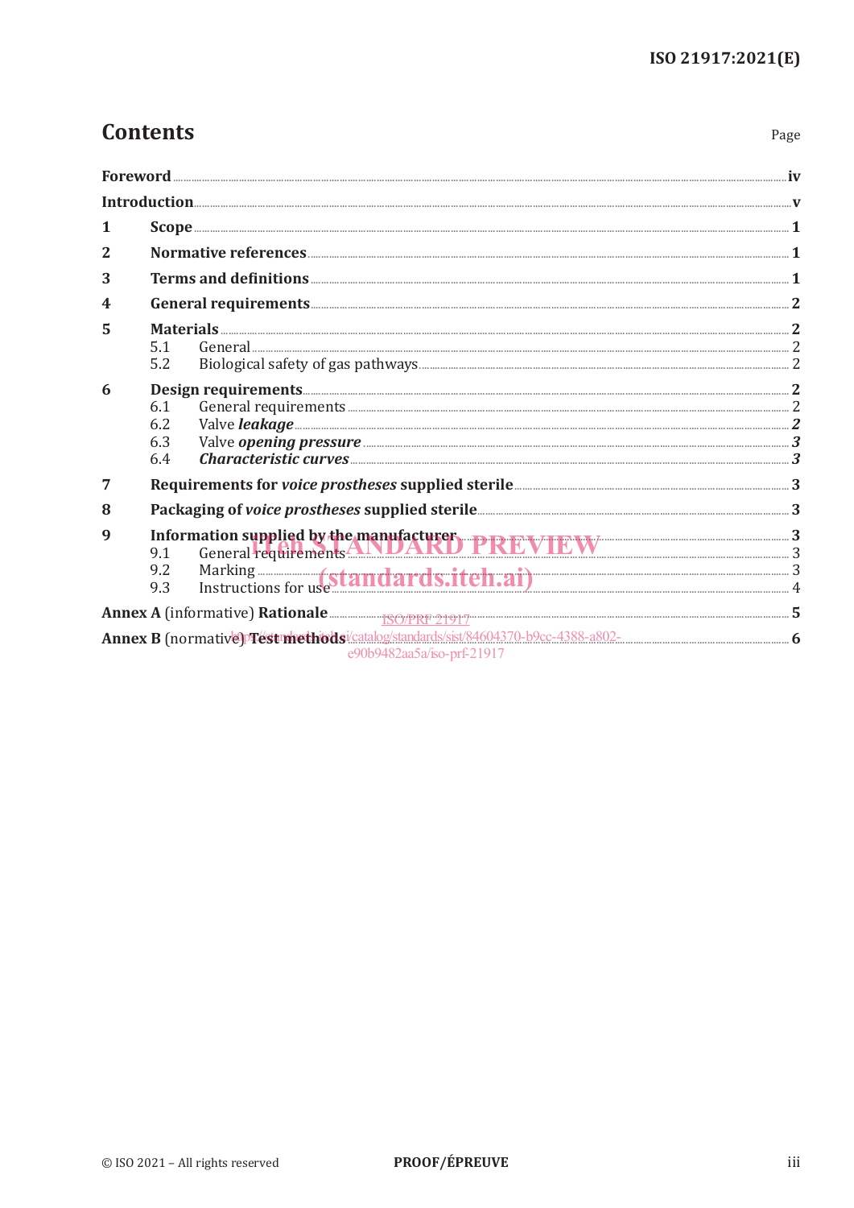# Contents

Page

| | | |
|---|---|---|
| **Foreword** | | **iv** |
| **Introduction** | | **v** |
| **1** | **Scope** | **1** |
| **2** | **Normative references** | **1** |
| **3** | **Terms and definitions** | **1** |
| **4** | **General requirements** | **2** |
| **5** | **Materials** | **2** |
| | 5.1 General | 2 |
| | 5.2 Biological safety of gas pathways | 2 |
| **6** | **Design requirements** | **2** |
| | 6.1 General requirements | 2 |
| | 6.2 Valve ***leakage*** | ***2*** |
| | 6.3 Valve ***opening pressure*** | ***3*** |
| | 6.4 ***Characteristic curves*** | ***3*** |
| **7** | **Requirements for *voice prostheses* supplied sterile** | **3** |
| **8** | **Packaging of *voice prostheses* supplied sterile** | **3** |
| **9** | **Information supplied by the manufacturer** | **3** |
| | 9.1 General requirements | 3 |
| | 9.2 Marking | 3 |
| | 9.3 Instructions for use | 4 |
| **Annex A** (informative) **Rationale** | | **5** |
| **Annex B** (normative) **Test methods** | | **6** |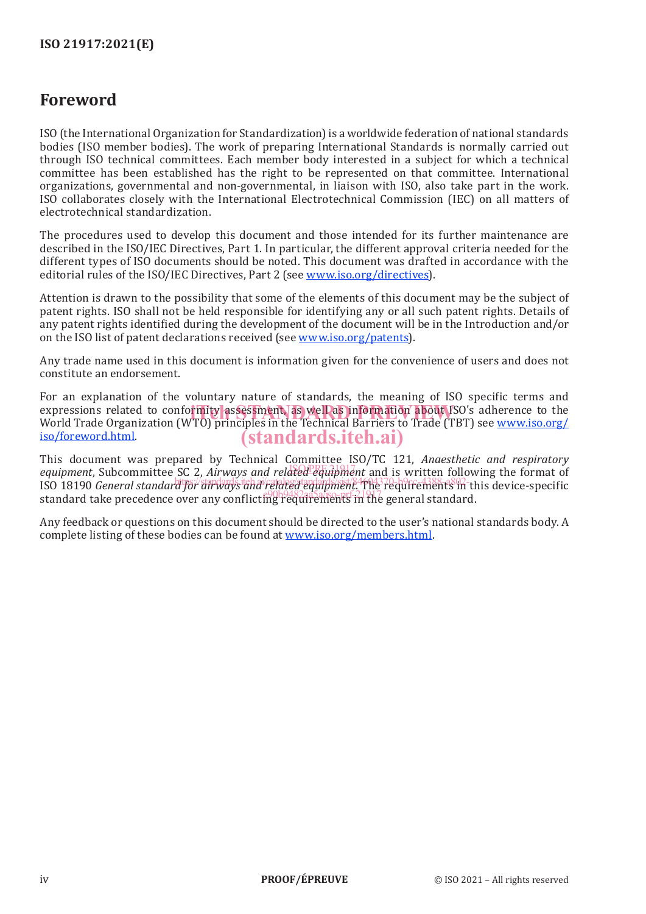# Foreword

ISO (the International Organization for Standardization) is a worldwide federation of national standards bodies (ISO member bodies). The work of preparing International Standards is normally carried out through ISO technical committees. Each member body interested in a subject for which a technical committee has been established has the right to be represented on that committee. International organizations, governmental and non-governmental, in liaison with ISO, also take part in the work. ISO collaborates closely with the International Electrotechnical Commission (IEC) on all matters of electrotechnical standardization.

The procedures used to develop this document and those intended for its further maintenance are described in the ISO/IEC Directives, Part 1. In particular, the different approval criteria needed for the different types of ISO documents should be noted. This document was drafted in accordance with the editorial rules of the ISO/IEC Directives, Part 2 (see www.iso.org/directives).

Attention is drawn to the possibility that some of the elements of this document may be the subject of patent rights. ISO shall not be held responsible for identifying any or all such patent rights. Details of any patent rights identified during the development of the document will be in the Introduction and/or on the ISO list of patent declarations received (see www.iso.org/patents).

Any trade name used in this document is information given for the convenience of users and does not constitute an endorsement.

For an explanation of the voluntary nature of standards, the meaning of ISO specific terms and expressions related to conformity assessment, as well as information about ISO's adherence to the World Trade Organization (WTO) principles in the Technical Barriers to Trade (TBT) see www.iso.org/iso/foreword.html.

This document was prepared by Technical Committee ISO/TC 121, *Anaesthetic and respiratory equipment*, Subcommittee SC 2, *Airways and related equipment* and is written following the format of ISO 18190 *General standard for airways and related equipment*. The requirements in this device-specific standard take precedence over any conflicting requirements in the general standard.

Any feedback or questions on this document should be directed to the user's national standards body. A complete listing of these bodies can be found at www.iso.org/members.html.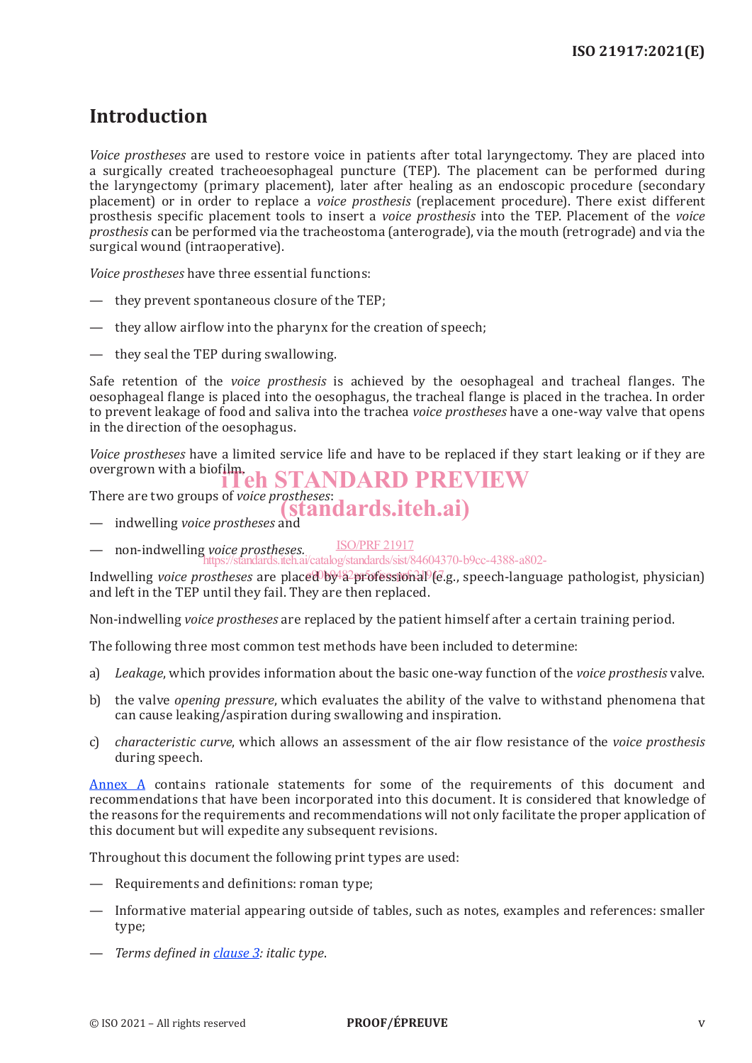# Introduction

*Voice prostheses* are used to restore voice in patients after total laryngectomy. They are placed into a surgically created tracheoesophageal puncture (TEP). The placement can be performed during the laryngectomy (primary placement), later after healing as an endoscopic procedure (secondary placement) or in order to replace a *voice prosthesis* (replacement procedure). There exist different prosthesis specific placement tools to insert a *voice prosthesis* into the TEP. Placement of the *voice prosthesis* can be performed via the tracheostoma (anterograde), via the mouth (retrograde) and via the surgical wound (intraoperative).

*Voice prostheses* have three essential functions:

— they prevent spontaneous closure of the TEP;

— they allow airflow into the pharynx for the creation of speech;

— they seal the TEP during swallowing.

Safe retention of the *voice prosthesis* is achieved by the oesophageal and tracheal flanges. The oesophageal flange is placed into the oesophagus, the tracheal flange is placed in the trachea. In order to prevent leakage of food and saliva into the trachea *voice prostheses* have a one-way valve that opens in the direction of the oesophagus.

*Voice prostheses* have a limited service life and have to be replaced if they start leaking or if they are overgrown with a biofilm.

There are two groups of *voice prostheses*:

— indwelling *voice prostheses* and

— non-indwelling *voice prostheses*.

Indwelling *voice prostheses* are placed by a professional (e.g., speech-language pathologist, physician) and left in the TEP until they fail. They are then replaced.

Non-indwelling *voice prostheses* are replaced by the patient himself after a certain training period.

The following three most common test methods have been included to determine:

a) *Leakage*, which provides information about the basic one-way function of the *voice prosthesis* valve.

b) the valve *opening pressure*, which evaluates the ability of the valve to withstand phenomena that can cause leaking/aspiration during swallowing and inspiration.

c) *characteristic curve*, which allows an assessment of the air flow resistance of the *voice prosthesis* during speech.

Annex A contains rationale statements for some of the requirements of this document and recommendations that have been incorporated into this document. It is considered that knowledge of the reasons for the requirements and recommendations will not only facilitate the proper application of this document but will expedite any subsequent revisions.

Throughout this document the following print types are used:

— Requirements and definitions: roman type;

— Informative material appearing outside of tables, such as notes, examples and references: smaller type;

— *Terms defined in clause 3: italic type*.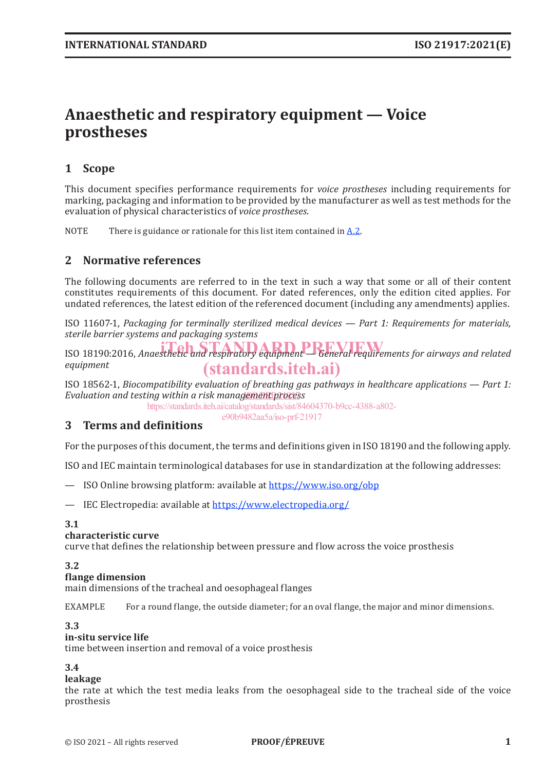# Anaesthetic and respiratory equipment — Voice prostheses

## 1 Scope

This document specifies performance requirements for *voice prostheses* including requirements for marking, packaging and information to be provided by the manufacturer as well as test methods for the evaluation of physical characteristics of *voice prostheses*.

NOTE There is guidance or rationale for this list item contained in A.2.

## 2 Normative references

The following documents are referred to in the text in such a way that some or all of their content constitutes requirements of this document. For dated references, only the edition cited applies. For undated references, the latest edition of the referenced document (including any amendments) applies.

ISO 11607-1, *Packaging for terminally sterilized medical devices — Part 1: Requirements for materials, sterile barrier systems and packaging systems*

ISO 18190:2016, *Anaesthetic and respiratory equipment — General requirements for airways and related equipment*

ISO 18562-1, *Biocompatibility evaluation of breathing gas pathways in healthcare applications — Part 1: Evaluation and testing within a risk management process*

## 3 Terms and definitions

For the purposes of this document, the terms and definitions given in ISO 18190 and the following apply.

ISO and IEC maintain terminological databases for use in standardization at the following addresses:

— ISO Online browsing platform: available at https://www.iso.org/obp

— IEC Electropedia: available at https://www.electropedia.org/

**3.1**
**characteristic curve**
curve that defines the relationship between pressure and flow across the voice prosthesis

**3.2**
**flange dimension**
main dimensions of the tracheal and oesophageal flanges

EXAMPLE For a round flange, the outside diameter; for an oval flange, the major and minor dimensions.

**3.3**
**in-situ service life**
time between insertion and removal of a voice prosthesis

**3.4**
**leakage**
the rate at which the test media leaks from the oesophageal side to the tracheal side of the voice prosthesis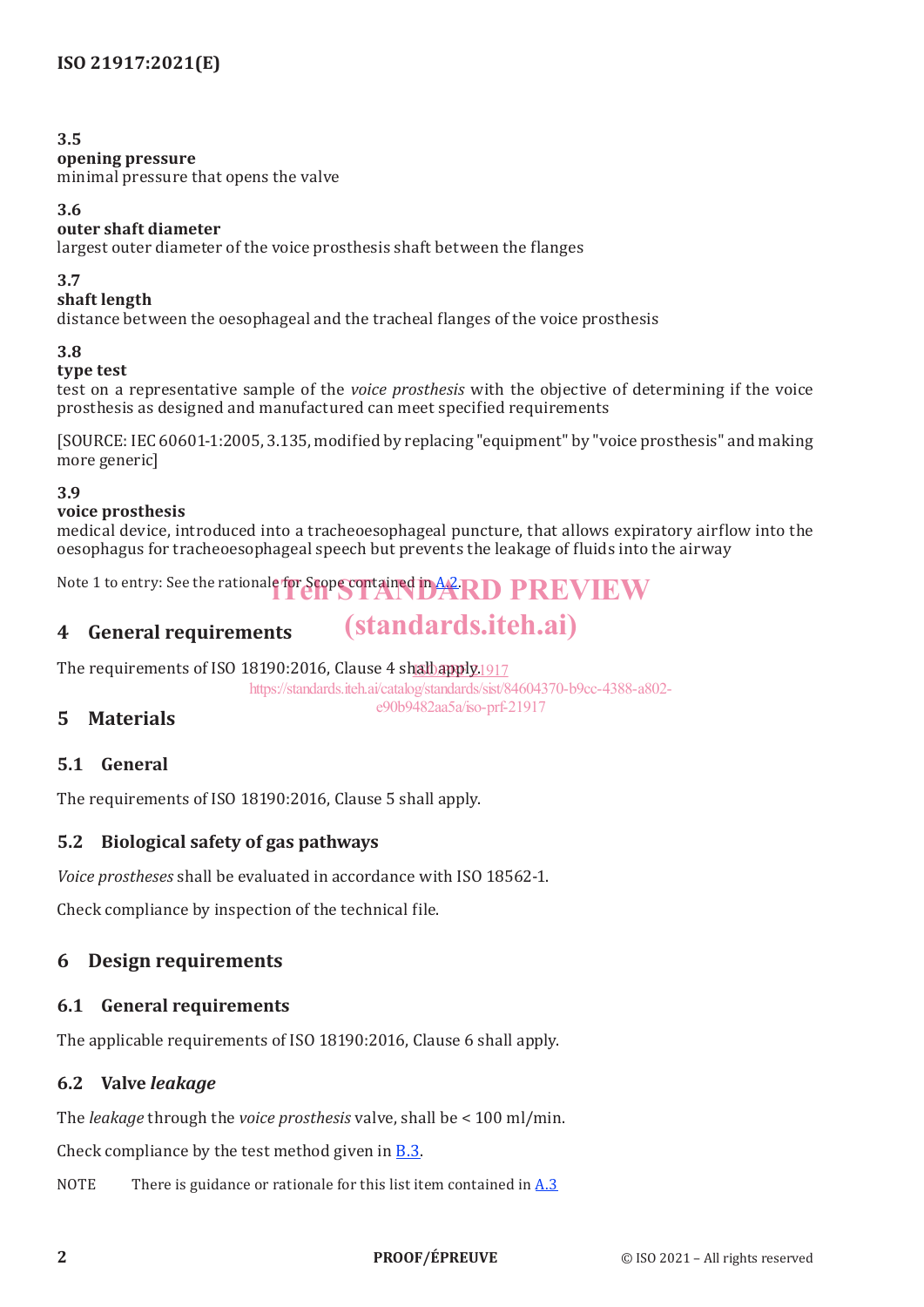**3.5**
**opening pressure**
minimal pressure that opens the valve

**3.6**
**outer shaft diameter**
largest outer diameter of the voice prosthesis shaft between the flanges

**3.7**
**shaft length**
distance between the oesophageal and the tracheal flanges of the voice prosthesis

**3.8**
**type test**
test on a representative sample of the *voice prosthesis* with the objective of determining if the voice prosthesis as designed and manufactured can meet specified requirements

[SOURCE: IEC 60601-1:2005, 3.135, modified by replacing "equipment" by "voice prosthesis" and making more generic]

**3.9**
**voice prosthesis**
medical device, introduced into a tracheoesophageal puncture, that allows expiratory airflow into the oesophagus for tracheoesophageal speech but prevents the leakage of fluids into the airway

Note 1 to entry: See the rationale for Scope contained in A.2.

## 4 General requirements

The requirements of ISO 18190:2016, Clause 4 shall apply.

## 5 Materials

### 5.1 General

The requirements of ISO 18190:2016, Clause 5 shall apply.

### 5.2 Biological safety of gas pathways

*Voice prostheses* shall be evaluated in accordance with ISO 18562-1.

Check compliance by inspection of the technical file.

## 6 Design requirements

### 6.1 General requirements

The applicable requirements of ISO 18190:2016, Clause 6 shall apply.

### 6.2 Valve *leakage*

The *leakage* through the *voice prosthesis* valve, shall be < 100 ml/min.

Check compliance by the test method given in B.3.

NOTE There is guidance or rationale for this list item contained in A.3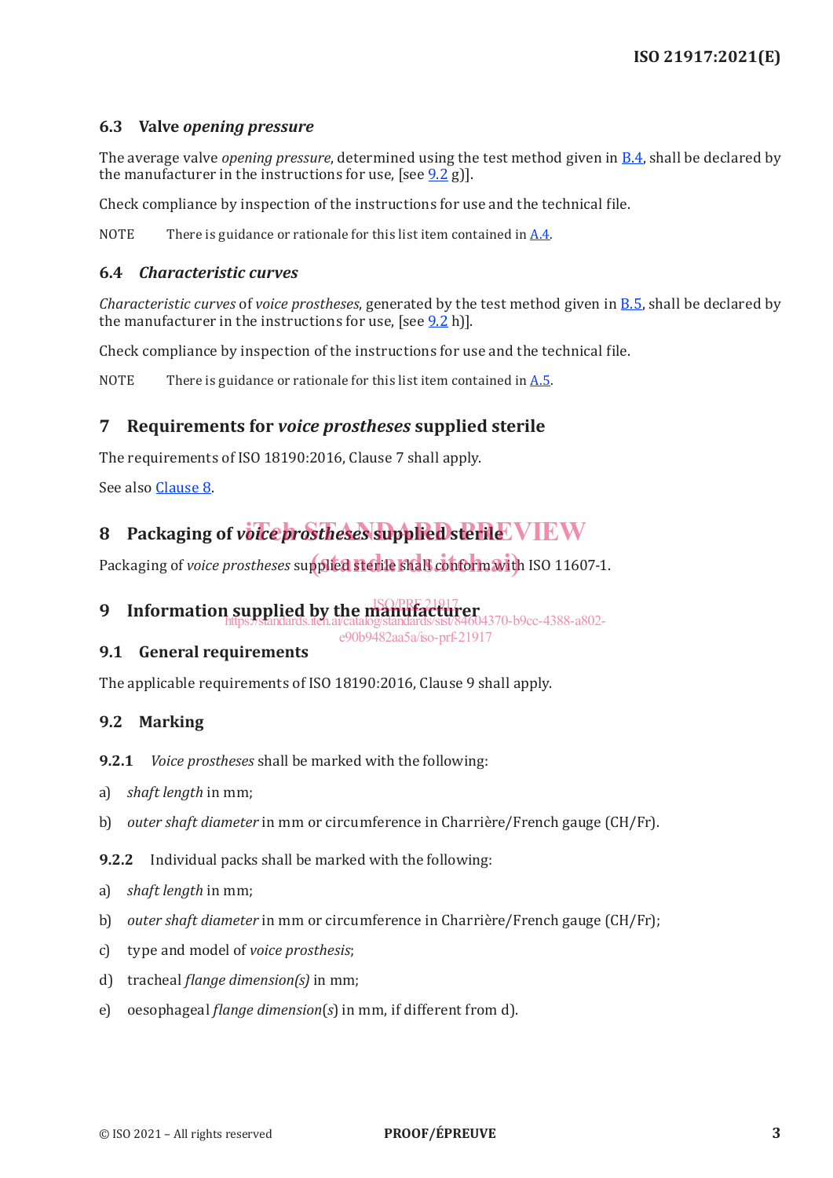### 6.3 Valve *opening pressure*

The average valve *opening pressure*, determined using the test method given in B.4, shall be declared by the manufacturer in the instructions for use, [see 9.2 g)].

Check compliance by inspection of the instructions for use and the technical file.

NOTE There is guidance or rationale for this list item contained in A.4.

### 6.4 *Characteristic curves*

*Characteristic curves* of *voice prostheses*, generated by the test method given in B.5, shall be declared by the manufacturer in the instructions for use, [see 9.2 h)].

Check compliance by inspection of the instructions for use and the technical file.

NOTE There is guidance or rationale for this list item contained in A.5.

## 7 Requirements for *voice prostheses* supplied sterile

The requirements of ISO 18190:2016, Clause 7 shall apply.

See also Clause 8.

## 8 Packaging of *voice prostheses* supplied sterile

Packaging of *voice prostheses* supplied sterile shall conform with ISO 11607-1.

## 9 Information supplied by the manufacturer

### 9.1 General requirements

The applicable requirements of ISO 18190:2016, Clause 9 shall apply.

### 9.2 Marking

**9.2.1** *Voice prostheses* shall be marked with the following:

a) *shaft length* in mm;

b) *outer shaft diameter* in mm or circumference in Charrière/French gauge (CH/Fr).

**9.2.2** Individual packs shall be marked with the following:

a) *shaft length* in mm;

b) *outer shaft diameter* in mm or circumference in Charrière/French gauge (CH/Fr);

c) type and model of *voice prosthesis*;

d) tracheal *flange dimension(s)* in mm;

e) oesophageal *flange dimension*(*s*) in mm, if different from d).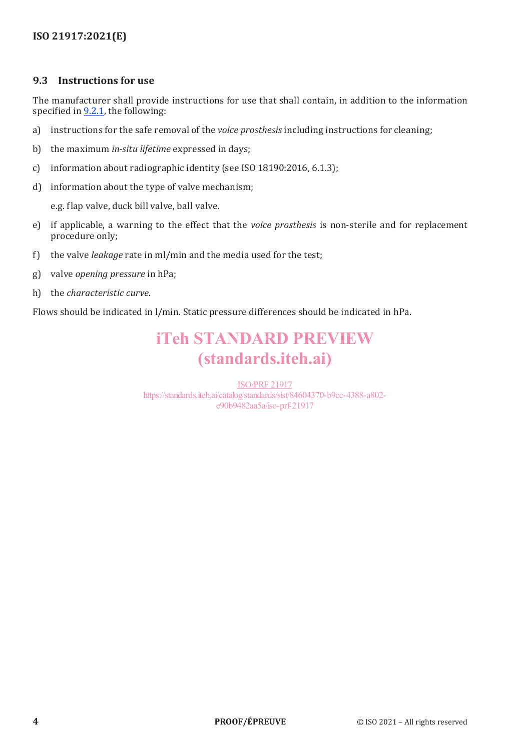### 9.3 Instructions for use

The manufacturer shall provide instructions for use that shall contain, in addition to the information specified in 9.2.1, the following:

a) instructions for the safe removal of the *voice prosthesis* including instructions for cleaning;

b) the maximum *in-situ lifetime* expressed in days;

c) information about radiographic identity (see ISO 18190:2016, 6.1.3);

d) information about the type of valve mechanism;

   e.g. flap valve, duck bill valve, ball valve.

e) if applicable, a warning to the effect that the *voice prosthesis* is non-sterile and for replacement procedure only;

f) the valve *leakage* rate in ml/min and the media used for the test;

g) valve *opening pressure* in hPa;

h) the *characteristic curve*.

Flows should be indicated in l/min. Static pressure differences should be indicated in hPa.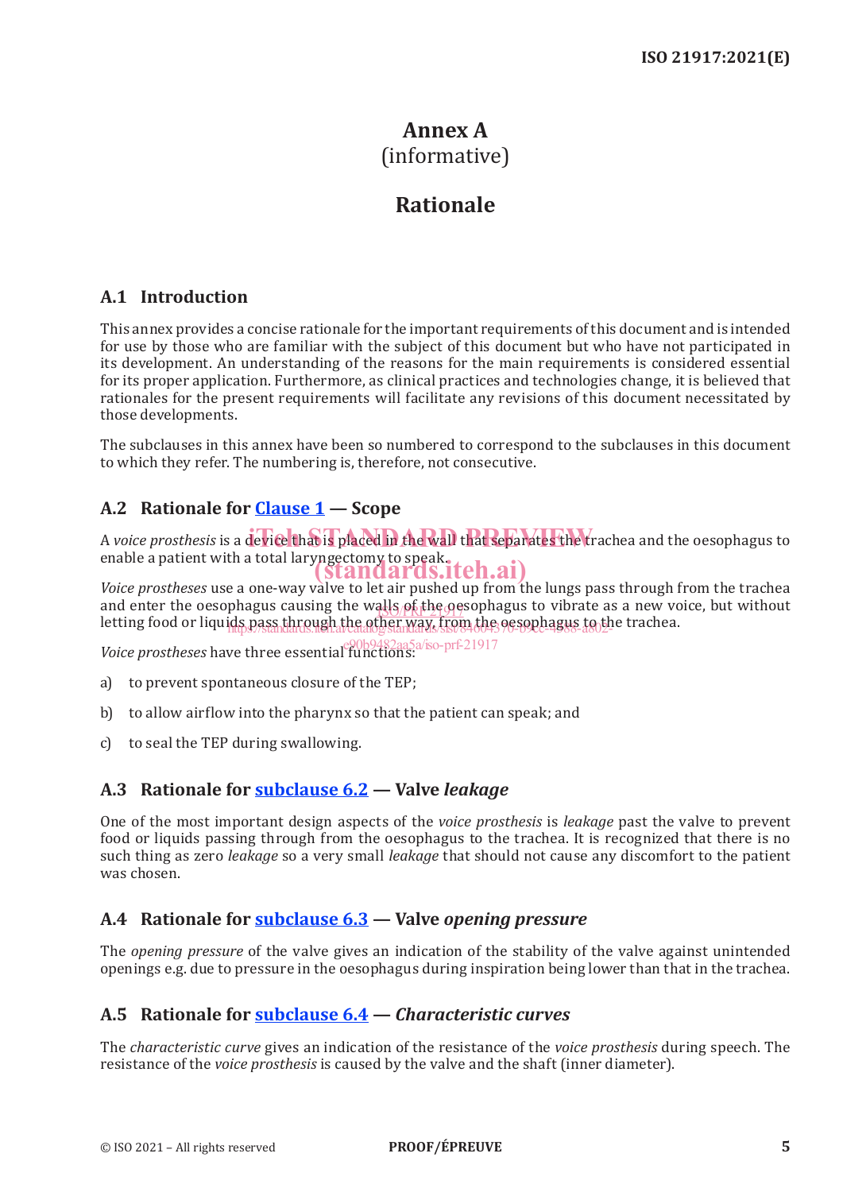# Annex A
(informative)

# Rationale

## A.1 Introduction

This annex provides a concise rationale for the important requirements of this document and is intended for use by those who are familiar with the subject of this document but who have not participated in its development. An understanding of the reasons for the main requirements is considered essential for its proper application. Furthermore, as clinical practices and technologies change, it is believed that rationales for the present requirements will facilitate any revisions of this document necessitated by those developments.

The subclauses in this annex have been so numbered to correspond to the subclauses in this document to which they refer. The numbering is, therefore, not consecutive.

## A.2 Rationale for Clause 1 — Scope

A *voice prosthesis* is a device that is placed in the wall that separates the trachea and the oesophagus to enable a patient with a total laryngectomy to speak.

*Voice prostheses* use a one-way valve to let air pushed up from the lungs pass through from the trachea and enter the oesophagus causing the walls of the oesophagus to vibrate as a new voice, but without letting food or liquids pass through the other way, from the oesophagus to the trachea.

*Voice prostheses* have three essential functions:

a) to prevent spontaneous closure of the TEP;

b) to allow airflow into the pharynx so that the patient can speak; and

c) to seal the TEP during swallowing.

## A.3 Rationale for subclause 6.2 — Valve *leakage*

One of the most important design aspects of the *voice prosthesis* is *leakage* past the valve to prevent food or liquids passing through from the oesophagus to the trachea. It is recognized that there is no such thing as zero *leakage* so a very small *leakage* that should not cause any discomfort to the patient was chosen.

## A.4 Rationale for subclause 6.3 — Valve *opening pressure*

The *opening pressure* of the valve gives an indication of the stability of the valve against unintended openings e.g. due to pressure in the oesophagus during inspiration being lower than that in the trachea.

## A.5 Rationale for subclause 6.4 — *Characteristic curves*

The *characteristic curve* gives an indication of the resistance of the *voice prosthesis* during speech. The resistance of the *voice prosthesis* is caused by the valve and the shaft (inner diameter).